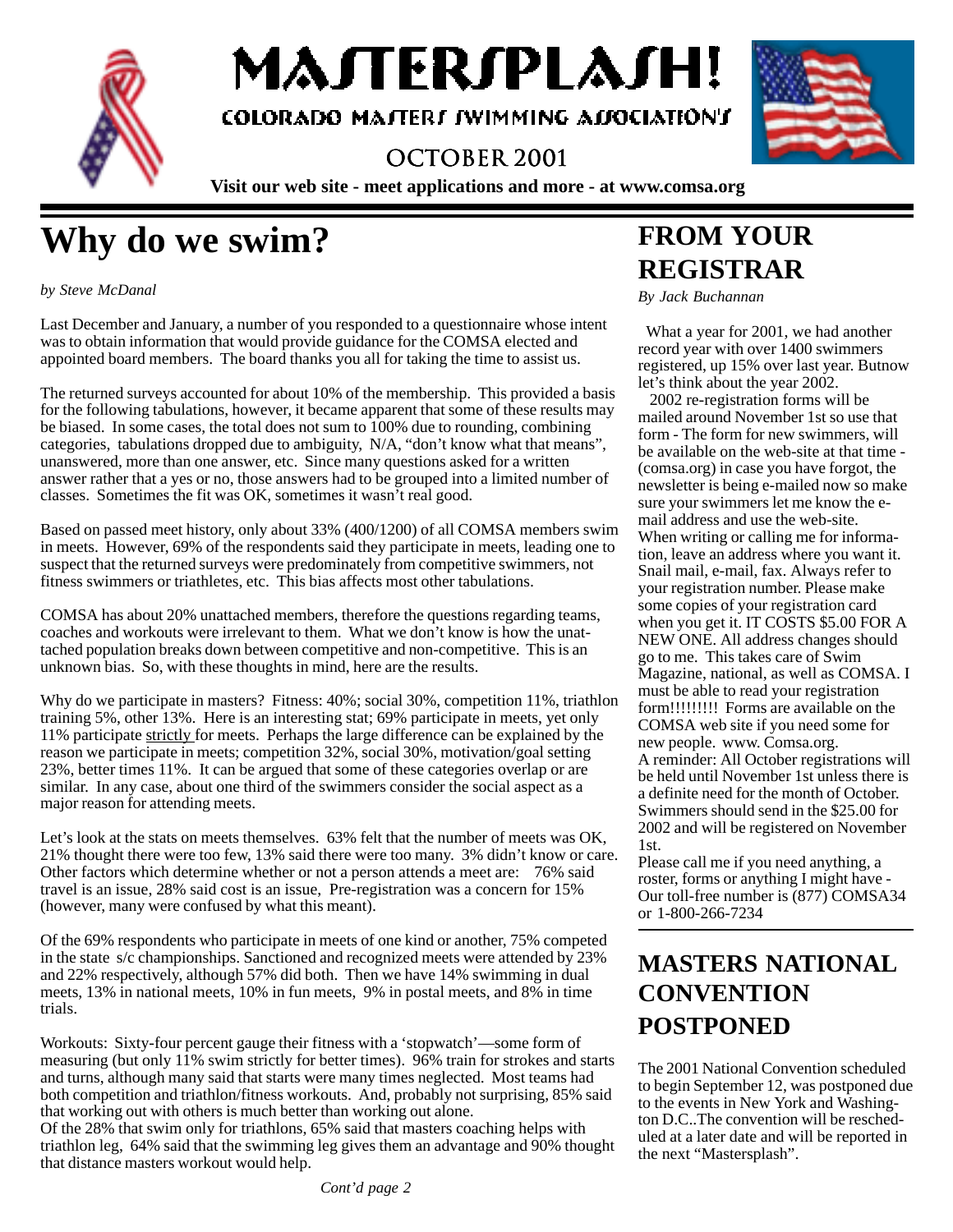# MASTERSPLASH!

COLORADO MASTERS SWIMMING ASSOCIATION'S

OCTOBER 2001

**Visit our web site - meet applications and more - at www.comsa.org**

# Why do we swim?

*by Steve McDanal*

Last December and January, a number of you responded to a questionnaire whose intent was to obtain information that would provide guidance for the COMSA elected and appointed board members. The board thanks you all for taking the time to assist us.

The returned surveys accounted for about 10% of the membership. This provided a basis for the following tabulations, however, it became apparent that some of these results may be biased. In some cases, the total does not sum to 100% due to rounding, combining categories, tabulations dropped due to ambiguity, N/A, "don't know what that means", unanswered, more than one answer, etc. Since many questions asked for a written answer rather that a yes or no, those answers had to be grouped into a limited number of classes. Sometimes the fit was OK, sometimes it wasn't real good.

Based on passed meet history, only about 33% (400/1200) of all COMSA members swim in meets. However, 69% of the respondents said they participate in meets, leading one to suspect that the returned surveys were predominately from competitive swimmers, not fitness swimmers or triathletes, etc. This bias affects most other tabulations.

COMSA has about 20% unattached members, therefore the questions regarding teams, coaches and workouts were irrelevant to them. What we don't know is how the unattached population breaks down between competitive and non-competitive. This is an unknown bias. So, with these thoughts in mind, here are the results.

Why do we participate in masters? Fitness: 40%; social 30%, competition 11%, triathlon training 5%, other 13%. Here is an interesting stat; 69% participate in meets, yet only 11% participate strictly for meets. Perhaps the large difference can be explained by the reason we participate in meets; competition 32%, social 30%, motivation/goal setting 23%, better times 11%. It can be argued that some of these categories overlap or are similar. In any case, about one third of the swimmers consider the social aspect as a major reason for attending meets.

Let's look at the stats on meets themselves. 63% felt that the number of meets was OK, 21% thought there were too few, 13% said there were too many. 3% didn't know or care. Other factors which determine whether or not a person attends a meet are: 76% said travel is an issue, 28% said cost is an issue, Pre-registration was a concern for 15% (however, many were confused by what this meant).

Of the 69% respondents who participate in meets of one kind or another, 75% competed in the state s/c championships. Sanctioned and recognized meets were attended by 23% and 22% respectively, although 57% did both. Then we have 14% swimming in dual meets, 13% in national meets, 10% in fun meets, 9% in postal meets, and 8% in time trials.

Workouts: Sixty-four percent gauge their fitness with a 'stopwatch'—some form of measuring (but only 11% swim strictly for better times). 96% train for strokes and starts and turns, although many said that starts were many times neglected. Most teams had both competition and triathlon/fitness workouts. And, probably not surprising, 85% said that working out with others is much better than working out alone.
Of the 28% that swim only for triathlons, 65% said that masters coaching helps with triathlon leg, 64% said that the swimming leg gives them an advantage and 90% thought that distance masters workout would help.

*Cont'd page 2*

# FROM YOUR REGISTRAR

*By Jack Buchannan*

What a year for 2001, we had another record year with over 1400 swimmers registered, up 15% over last year. Butnow let's think about the year 2002.

2002 re-registration forms will be mailed around November 1st so use that form - The form for new swimmers, will be available on the web-site at that time - (comsa.org) in case you have forgot, the newsletter is being e-mailed now so make sure your swimmers let me know the e-mail address and use the web-site. When writing or calling me for information, leave an address where you want it. Snail mail, e-mail, fax. Always refer to your registration number. Please make some copies of your registration card when you get it. IT COSTS $5.00 FOR A NEW ONE. All address changes should go to me. This takes care of Swim Magazine, national, as well as COMSA. I must be able to read your registration form!!!!!!!!! Forms are available on the COMSA web site if you need some for new people. www. Comsa.org.
A reminder: All October registrations will be held until November 1st unless there is a definite need for the month of October. Swimmers should send in the $25.00 for 2002 and will be registered on November 1st.
Please call me if you need anything, a roster, forms or anything I might have - Our toll-free number is (877) COMSA34 or 1-800-266-7234

# MASTERS NATIONAL CONVENTION POSTPONED

The 2001 National Convention scheduled to begin September 12, was postponed due to the events in New York and Washington D.C..The convention will be rescheduled at a later date and will be reported in the next "Mastersplash".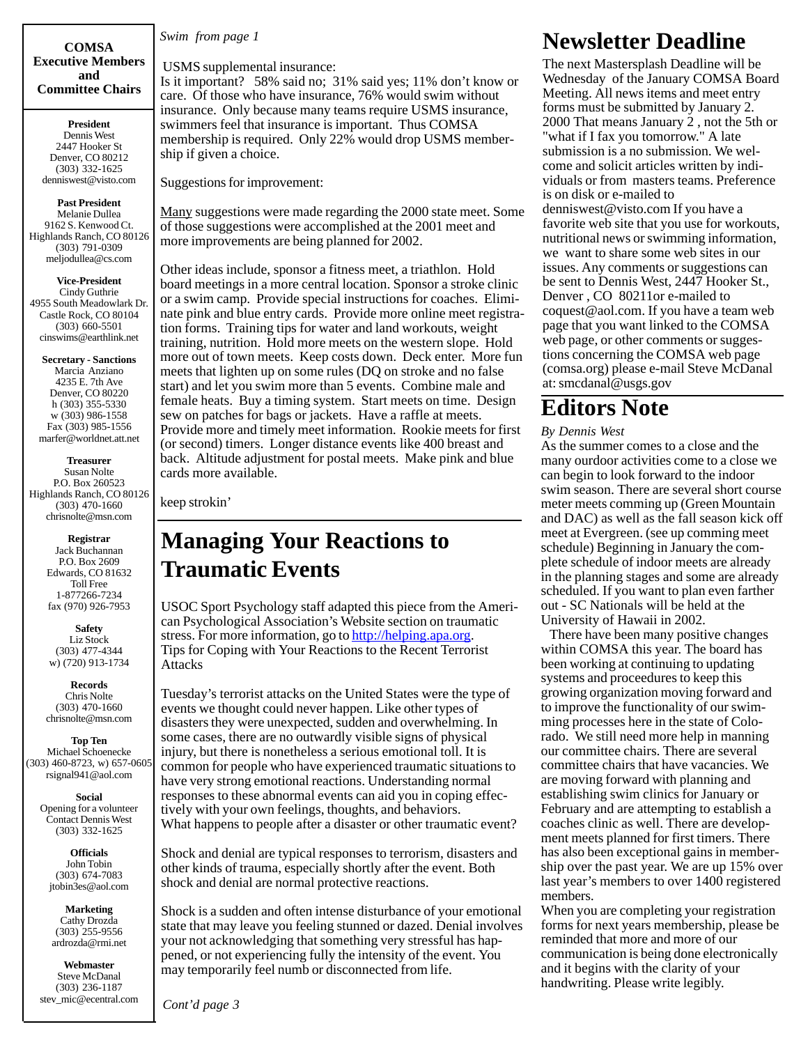**COMSA Executive Members and Committee Chairs**

**President**
Dennis West
2447 Hooker St
Denver, CO 80212
(303) 332-1625
denniswest@visto.com

**Past President**
Melanie Dullea
9162 S. Kenwood Ct.
Highlands Ranch, CO 80126
(303) 791-0309
meljodullea@cs.com

**Vice-President**
Cindy Guthrie
4955 South Meadowlark Dr.
Castle Rock, CO 80104
(303) 660-5501
cinswims@earthlink.net

**Secretary - Sanctions**
Marcia Anziano
4235 E. 7th Ave
Denver, CO 80220
h (303) 355-5330
w (303) 986-1558
Fax (303) 985-1556
marfer@worldnet.att.net

**Treasurer**
Susan Nolte
P.O. Box 260523
Highlands Ranch, CO 80126
(303) 470-1660
chrisnolte@msn.com

**Registrar**
Jack Buchannan
P.O. Box 2609
Edwards, CO 81632
Toll Free
1-877266-7234
fax (970) 926-7953

**Safety**
Liz Stock
(303) 477-4344
w) (720) 913-1734

**Records**
Chris Nolte
(303) 470-1660
chrisnolte@msn.com

**Top Ten**
Michael Schoenecke
(303) 460-8723, w) 657-0605
rsignal941@aol.com

**Social**
Opening for a volunteer
Contact Dennis West
(303) 332-1625

**Officials**
John Tobin
(303) 674-7083
jtobin3es@aol.com

**Marketing**
Cathy Drozda
(303) 255-9556
ardrozda@rmi.net

**Webmaster**
Steve McDanal
(303) 236-1187
stev_mic@ecentral.com

*Swim from page 1*

USMS supplemental insurance:
Is it important? 58% said no; 31% said yes; 11% don't know or care. Of those who have insurance, 76% would swim without insurance. Only because many teams require USMS insurance, swimmers feel that insurance is important. Thus COMSA membership is required. Only 22% would drop USMS membership if given a choice.

Suggestions for improvement:

Many suggestions were made regarding the 2000 state meet. Some of those suggestions were accomplished at the 2001 meet and more improvements are being planned for 2002.

Other ideas include, sponsor a fitness meet, a triathlon. Hold board meetings in a more central location. Sponsor a stroke clinic or a swim camp. Provide special instructions for coaches. Eliminate pink and blue entry cards. Provide more online meet registration forms. Training tips for water and land workouts, weight training, nutrition. Hold more meets on the western slope. Hold more out of town meets. Keep costs down. Deck enter. More fun meets that lighten up on some rules (DQ on stroke and no false start) and let you swim more than 5 events. Combine male and female heats. Buy a timing system. Start meets on time. Design sew on patches for bags or jackets. Have a raffle at meets. Provide more and timely meet information. Rookie meets for first (or second) timers. Longer distance events like 400 breast and back. Altitude adjustment for postal meets. Make pink and blue cards more available.

keep strokin'

# Managing Your Reactions to Traumatic Events

USOC Sport Psychology staff adapted this piece from the American Psychological Association's Website section on traumatic stress. For more information, go to http://helping.apa.org.
Tips for Coping with Your Reactions to the Recent Terrorist Attacks

Tuesday's terrorist attacks on the United States were the type of events we thought could never happen. Like other types of disasters they were unexpected, sudden and overwhelming. In some cases, there are no outwardly visible signs of physical injury, but there is nonetheless a serious emotional toll. It is common for people who have experienced traumatic situations to have very strong emotional reactions. Understanding normal responses to these abnormal events can aid you in coping effectively with your own feelings, thoughts, and behaviors.
What happens to people after a disaster or other traumatic event?

Shock and denial are typical responses to terrorism, disasters and other kinds of trauma, especially shortly after the event. Both shock and denial are normal protective reactions.

Shock is a sudden and often intense disturbance of your emotional state that may leave you feeling stunned or dazed. Denial involves your not acknowledging that something very stressful has happened, or not experiencing fully the intensity of the event. You may temporarily feel numb or disconnected from life.

*Cont'd page 3*

# Newsletter Deadline

The next Mastersplash Deadline will be Wednesday of the January COMSA Board Meeting. All news items and meet entry forms must be submitted by January 2. 2000 That means January 2 , not the 5th or "what if I fax you tomorrow." A late submission is a no submission. We welcome and solicit articles written by individuals or from masters teams. Preference is on disk or e-mailed to denniswest@visto.com If you have a favorite web site that you use for workouts, nutritional news or swimming information, we want to share some web sites in our issues. Any comments or suggestions can be sent to Dennis West, 2447 Hooker St., Denver , CO 80211or e-mailed to coquest@aol.com. If you have a team web page that you want linked to the COMSA web page, or other comments or suggestions concerning the COMSA web page (comsa.org) please e-mail Steve McDanal at: smcdanal@usgs.gov

# Editors Note

*By Dennis West*

As the summer comes to a close and the many ourdoor activities come to a close we can begin to look forward to the indoor swim season. There are several short course meter meets comming up (Green Mountain and DAC) as well as the fall season kick off meet at Evergreen. (see up comming meet schedule) Beginning in January the complete schedule of indoor meets are already in the planning stages and some are already scheduled. If you want to plan even farther out - SC Nationals will be held at the University of Hawaii in 2002.

There have been many positive changes within COMSA this year. The board has been working at continuing to updating systems and proceedures to keep this growing organization moving forward and to improve the functionality of our swimming processes here in the state of Colorado. We still need more help in manning our committee chairs. There are several committee chairs that have vacancies. We are moving forward with planning and establishing swim clinics for January or February and are attempting to establish a coaches clinic as well. There are development meets planned for first timers. There has also been exceptional gains in membership over the past year. We are up 15% over last year's members to over 1400 registered members.

When you are completing your registration forms for next years membership, please be reminded that more and more of our communication is being done electronically and it begins with the clarity of your handwriting. Please write legibly.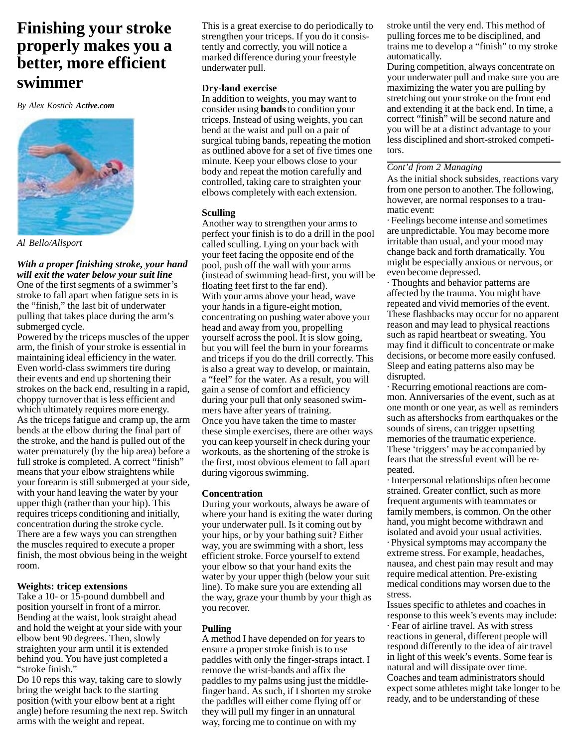# Finishing your stroke properly makes you a better, more efficient swimmer

*By Alex Kostich* ***Active.com***

*Al Bello/Allsport*

***With a proper finishing stroke, your hand will exit the water below your suit line***

One of the first segments of a swimmer's stroke to fall apart when fatigue sets in is the "finish," the last bit of underwater pulling that takes place during the arm's submerged cycle.

Powered by the triceps muscles of the upper arm, the finish of your stroke is essential in maintaining ideal efficiency in the water. Even world-class swimmers tire during their events and end up shortening their strokes on the back end, resulting in a rapid, choppy turnover that is less efficient and which ultimately requires more energy.

As the triceps fatigue and cramp up, the arm bends at the elbow during the final part of the stroke, and the hand is pulled out of the water prematurely (by the hip area) before a full stroke is completed. A correct "finish" means that your elbow straightens while your forearm is still submerged at your side, with your hand leaving the water by your upper thigh (rather than your hip). This requires triceps conditioning and initially, concentration during the stroke cycle.

There are a few ways you can strengthen the muscles required to execute a proper finish, the most obvious being in the weight room.

**Weights: tricep extensions**

Take a 10- or 15-pound dumbbell and position yourself in front of a mirror. Bending at the waist, look straight ahead and hold the weight at your side with your elbow bent 90 degrees. Then, slowly straighten your arm until it is extended behind you. You have just completed a "stroke finish."

Do 10 reps this way, taking care to slowly bring the weight back to the starting position (with your elbow bent at a right angle) before resuming the next rep. Switch arms with the weight and repeat.

This is a great exercise to do periodically to strengthen your triceps. If you do it consistently and correctly, you will notice a marked difference during your freestyle underwater pull.

**Dry-land exercise**

In addition to weights, you may want to consider using **bands** to condition your triceps. Instead of using weights, you can bend at the waist and pull on a pair of surgical tubing bands, repeating the motion as outlined above for a set of five times one minute. Keep your elbows close to your body and repeat the motion carefully and controlled, taking care to straighten your elbows completely with each extension.

**Sculling**

Another way to strengthen your arms to perfect your finish is to do a drill in the pool called sculling. Lying on your back with your feet facing the opposite end of the pool, push off the wall with your arms (instead of swimming head-first, you will be floating feet first to the far end).

With your arms above your head, wave your hands in a figure-eight motion, concentrating on pushing water above your head and away from you, propelling yourself across the pool. It is slow going, but you will feel the burn in your forearms and triceps if you do the drill correctly. This is also a great way to develop, or maintain, a "feel" for the water. As a result, you will gain a sense of comfort and efficiency during your pull that only seasoned swimmers have after years of training.

Once you have taken the time to master these simple exercises, there are other ways you can keep yourself in check during your workouts, as the shortening of the stroke is the first, most obvious element to fall apart during vigorous swimming.

**Concentration**

During your workouts, always be aware of where your hand is exiting the water during your underwater pull. Is it coming out by your hips, or by your bathing suit? Either way, you are swimming with a short, less efficient stroke. Force yourself to extend your elbow so that your hand exits the water by your upper thigh (below your suit line). To make sure you are extending all the way, graze your thumb by your thigh as you recover.

**Pulling**

A method I have depended on for years to ensure a proper stroke finish is to use paddles with only the finger-straps intact. I remove the wrist-bands and affix the paddles to my palms using just the middle-finger band. As such, if I shorten my stroke the paddles will either come flying off or they will pull my finger in an unnatural way, forcing me to continue on with my stroke until the very end. This method of pulling forces me to be disciplined, and trains me to develop a "finish" to my stroke automatically.

During competition, always concentrate on your underwater pull and make sure you are maximizing the water you are pulling by stretching out your stroke on the front end and extending it at the back end. In time, a correct "finish" will be second nature and you will be at a distinct advantage to your less disciplined and short-stroked competitors.

---

*Cont'd from 2 Managing*

As the initial shock subsides, reactions vary from one person to another. The following, however, are normal responses to a traumatic event:

· Feelings become intense and sometimes are unpredictable. You may become more irritable than usual, and your mood may change back and forth dramatically. You might be especially anxious or nervous, or even become depressed.

· Thoughts and behavior patterns are affected by the trauma. You might have repeated and vivid memories of the event. These flashbacks may occur for no apparent reason and may lead to physical reactions such as rapid heartbeat or sweating. You may find it difficult to concentrate or make decisions, or become more easily confused. Sleep and eating patterns also may be disrupted.

· Recurring emotional reactions are common. Anniversaries of the event, such as at one month or one year, as well as reminders such as aftershocks from earthquakes or the sounds of sirens, can trigger upsetting memories of the traumatic experience. These 'triggers' may be accompanied by fears that the stressful event will be repeated.

· Interpersonal relationships often become strained. Greater conflict, such as more frequent arguments with teammates or family members, is common. On the other hand, you might become withdrawn and isolated and avoid your usual activities.

· Physical symptoms may accompany the extreme stress. For example, headaches, nausea, and chest pain may result and may require medical attention. Pre-existing medical conditions may worsen due to the stress.

Issues specific to athletes and coaches in response to this week's events may include:

· Fear of airline travel. As with stress reactions in general, different people will respond differently to the idea of air travel in light of this week's events. Some fear is natural and will dissipate over time. Coaches and team administrators should expect some athletes might take longer to be ready, and to be understanding of these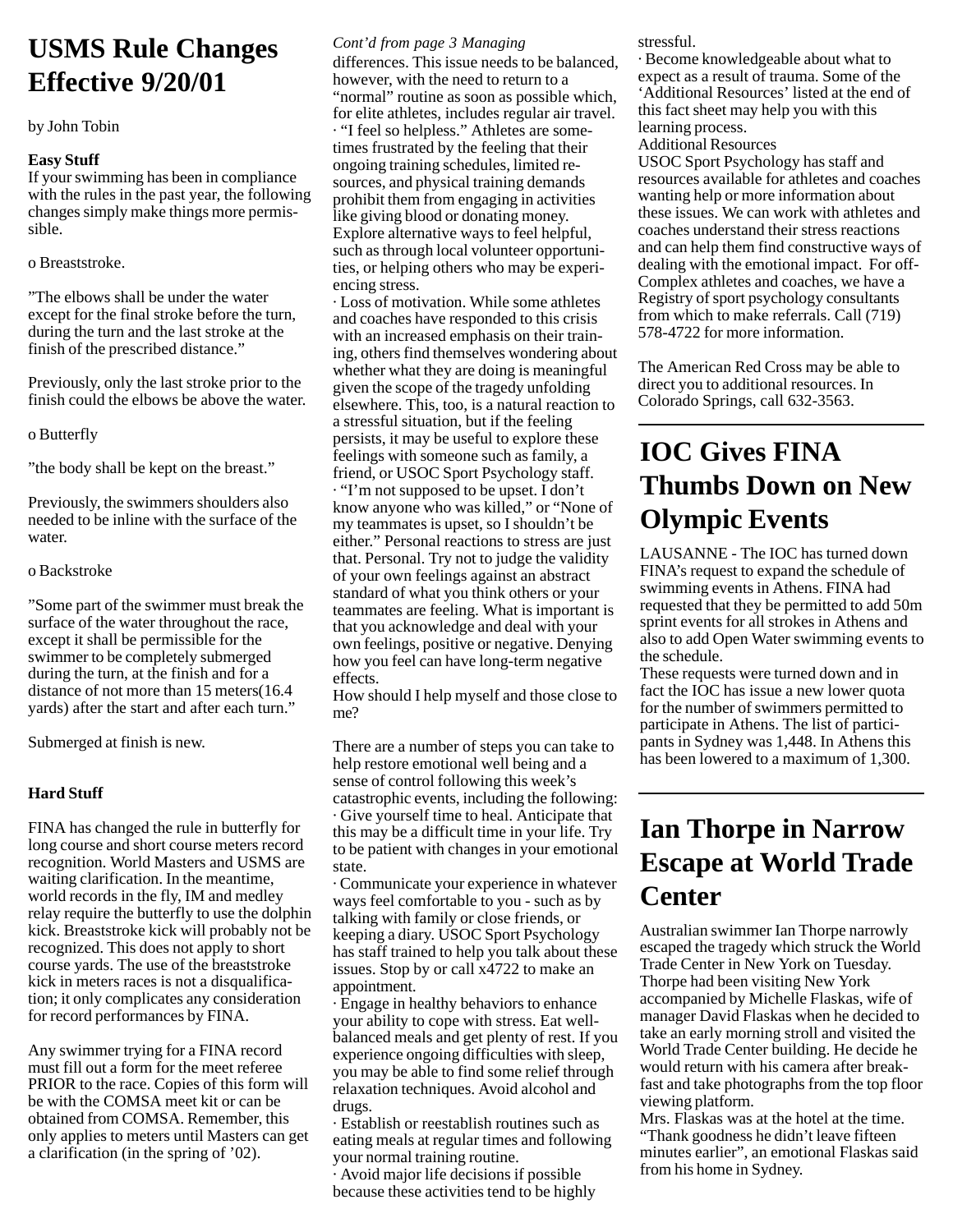# USMS Rule Changes Effective 9/20/01

by John Tobin

**Easy Stuff**

If your swimming has been in compliance with the rules in the past year, the following changes simply make things more permissible.

o Breaststroke.

”The elbows shall be under the water except for the final stroke before the turn, during the turn and the last stroke at the finish of the prescribed distance.”

Previously, only the last stroke prior to the finish could the elbows be above the water.

o Butterfly

”the body shall be kept on the breast.”

Previously, the swimmers shoulders also needed to be inline with the surface of the water.

o Backstroke

”Some part of the swimmer must break the surface of the water throughout the race, except it shall be permissible for the swimmer to be completely submerged during the turn, at the finish and for a distance of not more than 15 meters(16.4 yards) after the start and after each turn.”

Submerged at finish is new.

**Hard Stuff**

FINA has changed the rule in butterfly for long course and short course meters record recognition. World Masters and USMS are waiting clarification. In the meantime, world records in the fly, IM and medley relay require the butterfly to use the dolphin kick. Breaststroke kick will probably not be recognized. This does not apply to short course yards. The use of the breaststroke kick in meters races is not a disqualification; it only complicates any consideration for record performances by FINA.

Any swimmer trying for a FINA record must fill out a form for the meet referee PRIOR to the race. Copies of this form will be with the COMSA meet kit or can be obtained from COMSA. Remember, this only applies to meters until Masters can get a clarification (in the spring of ’02).

*Cont’d from page 3 Managing*

differences. This issue needs to be balanced, however, with the need to return to a “normal” routine as soon as possible which, for elite athletes, includes regular air travel.

· “I feel so helpless.” Athletes are sometimes frustrated by the feeling that their ongoing training schedules, limited resources, and physical training demands prohibit them from engaging in activities like giving blood or donating money. Explore alternative ways to feel helpful, such as through local volunteer opportunities, or helping others who may be experiencing stress.

· Loss of motivation. While some athletes and coaches have responded to this crisis with an increased emphasis on their training, others find themselves wondering about whether what they are doing is meaningful given the scope of the tragedy unfolding elsewhere. This, too, is a natural reaction to a stressful situation, but if the feeling persists, it may be useful to explore these feelings with someone such as family, a friend, or USOC Sport Psychology staff.

· “I’m not supposed to be upset. I don’t know anyone who was killed,” or “None of my teammates is upset, so I shouldn’t be either.” Personal reactions to stress are just that. Personal. Try not to judge the validity of your own feelings against an abstract standard of what you think others or your teammates are feeling. What is important is that you acknowledge and deal with your own feelings, positive or negative. Denying how you feel can have long-term negative effects.

How should I help myself and those close to me?

There are a number of steps you can take to help restore emotional well being and a sense of control following this week’s catastrophic events, including the following:

· Give yourself time to heal. Anticipate that this may be a difficult time in your life. Try to be patient with changes in your emotional state.

· Communicate your experience in whatever ways feel comfortable to you - such as by talking with family or close friends, or keeping a diary. USOC Sport Psychology has staff trained to help you talk about these issues. Stop by or call x4722 to make an appointment.

· Engage in healthy behaviors to enhance your ability to cope with stress. Eat well-balanced meals and get plenty of rest. If you experience ongoing difficulties with sleep, you may be able to find some relief through relaxation techniques. Avoid alcohol and drugs.

· Establish or reestablish routines such as eating meals at regular times and following your normal training routine.

· Avoid major life decisions if possible because these activities tend to be highly stressful.

· Become knowledgeable about what to expect as a result of trauma. Some of the ‘Additional Resources’ listed at the end of this fact sheet may help you with this learning process.

Additional Resources

USOC Sport Psychology has staff and resources available for athletes and coaches wanting help or more information about these issues. We can work with athletes and coaches understand their stress reactions and can help them find constructive ways of dealing with the emotional impact. For off-Complex athletes and coaches, we have a Registry of sport psychology consultants from which to make referrals. Call (719) 578-4722 for more information.

The American Red Cross may be able to direct you to additional resources. In Colorado Springs, call 632-3563.

# IOC Gives FINA Thumbs Down on New Olympic Events

LAUSANNE - The IOC has turned down FINA’s request to expand the schedule of swimming events in Athens. FINA had requested that they be permitted to add 50m sprint events for all strokes in Athens and also to add Open Water swimming events to the schedule.

These requests were turned down and in fact the IOC has issue a new lower quota for the number of swimmers permitted to participate in Athens. The list of participants in Sydney was 1,448. In Athens this has been lowered to a maximum of 1,300.

# Ian Thorpe in Narrow Escape at World Trade Center

Australian swimmer Ian Thorpe narrowly escaped the tragedy which struck the World Trade Center in New York on Tuesday. Thorpe had been visiting New York accompanied by Michelle Flaskas, wife of manager David Flaskas when he decided to take an early morning stroll and visited the World Trade Center building. He decide he would return with his camera after breakfast and take photographs from the top floor viewing platform.

Mrs. Flaskas was at the hotel at the time. “Thank goodness he didn’t leave fifteen minutes earlier”, an emotional Flaskas said from his home in Sydney.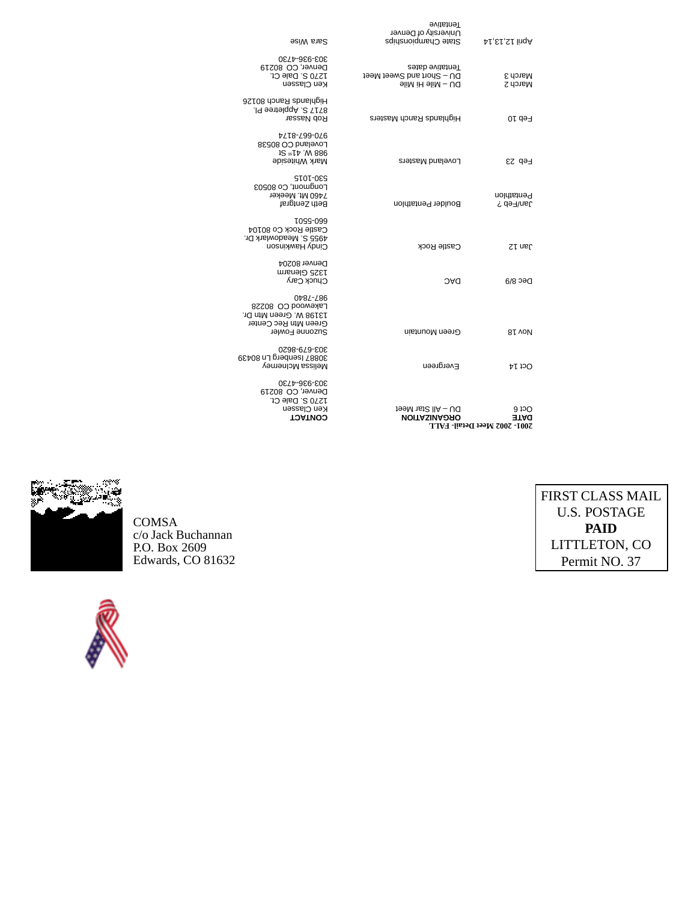**2001- 2002 Meet Detail- FALL**

| DATE | ORGANIZATION | CONTACT |
|---|---|---|
| Oct 6 | DU – All Star Meet | Ken Classen<br>1270 S. Dale Ct.<br>Denver, CO 80219<br>303-936-4730 |
| Oct 14 | Evergreen | Melissa McInerney<br>30887 Isenberg Ln 80439<br>303-679-8620 |
| Nov 18 | Green Mountain | Suzonne Fowler<br>Green Mtn Rec Center<br>13198 W. Green Mtn Dr.<br>Lakewood CO 80228<br>987-7840 |
| Dec 8/9 | DAC | Chuck Cary<br>1325 Glenarm<br>Denver 80204 |
| Jan 12 | Castle Rock | Cindy Hawkinson<br>4955 S. Meadowlark Dr.<br>Castle Rock Co 80104<br>660-5501 |
| Jan/Feb ?<br>Pentathlon | Boulder Pentathlon | Beth Zentgraf<br>7460 Mt. Meeker<br>Longmont, Co 80503<br>530-1015 |
| Feb 23 | Loveland Masters | Mark Whiteside<br>988 W. 41st St<br>Loveland CO 80538<br>970-667-8174 |
| Feb 10 | Highlands Ranch Masters | Rob Nassar<br>8717 S. Appletree Pl.<br>Highlands Ranch 80126 |
| March 2<br>March 3 | DU – Mile Hi Mile<br>DU – Short and Sweet Meet<br>Tentative dates | Ken Classen<br>1270 S. Dale Ct.<br>Denver, CO 80219<br>303-936-4730 |
| April 12,13,14 | State Championships<br>University of Denver<br>Tentative | Sara Wise |

COMSA
c/o Jack Buchannan
P.O. Box 2609
Edwards, CO 81632

FIRST CLASS MAIL
U.S. POSTAGE
**PAID**
LITTLETON, CO
Permit NO. 37